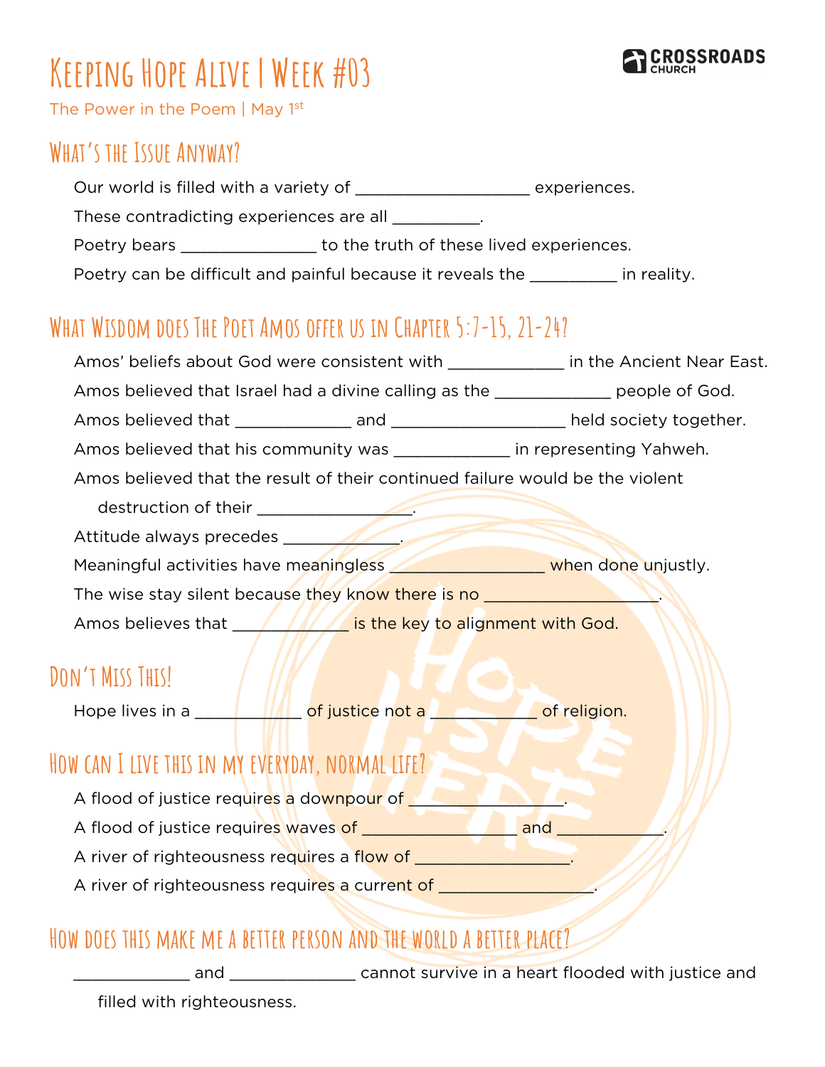# Keeping Hope Alive | Week #03

The Power in the Poem | May 1st

CROSSROADS CHURCH

## What's the Issue Anyway?

Our world is filled with a variety of ___________________ experiences.

These contradicting experiences are all __________.

Poetry bears _______________ to the truth of these lived experiences.

Poetry can be difficult and painful because it reveals the __________ in reality.

## What Wisdom does The Poet Amos offer us in Chapter 5:7-15, 21-24?

Amos' beliefs about God were consistent with _____________ in the Ancient Near East.

Amos believed that Israel had a divine calling as the _____________ people of God.

Amos believed that _____________ and ___________________ held society together.

Amos believed that his community was _____________ in representing Yahweh.

Amos believed that the result of their continued failure would be the violent destruction of their _________________.

Attitude always precedes _____________.

Meaningful activities have meaningless _________________ when done unjustly.

The wise stay silent because they know there is no ___________________.

Amos believes that _____________ is the key to alignment with God.

## Don't Miss This!

Hope lives in a ____________ of justice not a ____________ of religion.

## How can I live this in my everyday, normal life?

A flood of justice requires a downpour of _________________.

A flood of justice requires waves of _________________ and ____________.

A river of righteousness requires a flow of _________________.

A river of righteousness requires a current of _________________.

## How does this make me a better person and the world a better place?

_____________ and ______________ cannot survive in a heart flooded with justice and filled with righteousness.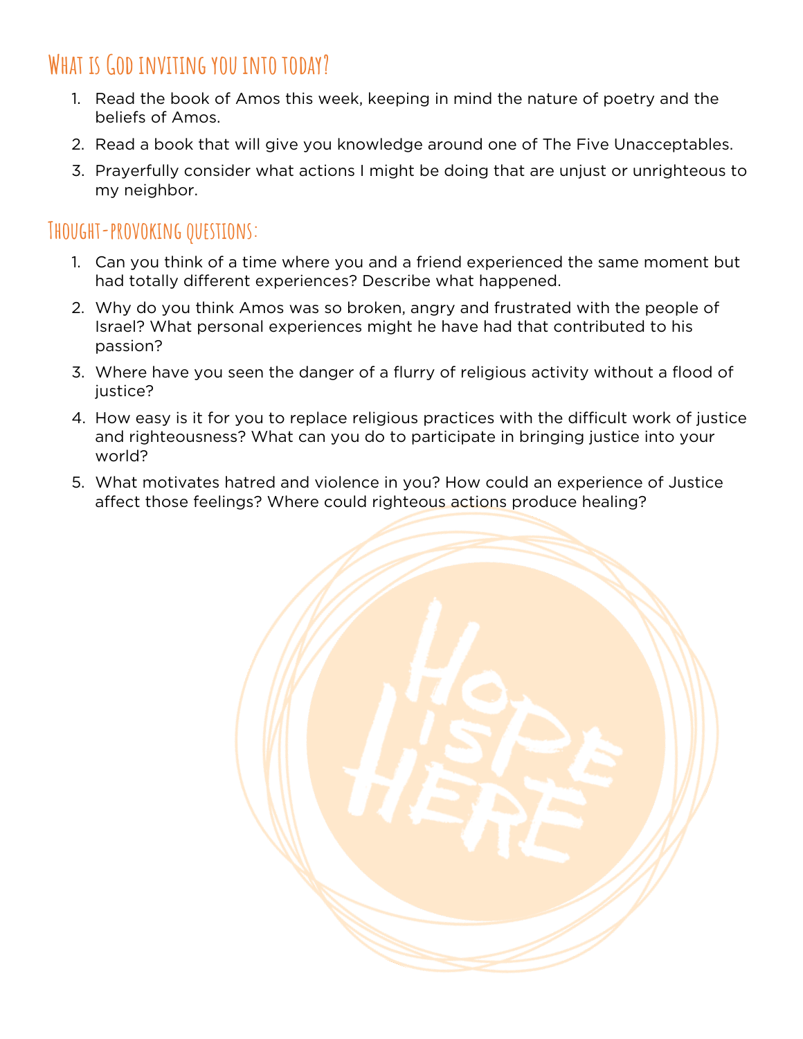## What is God inviting you into today?

1. Read the book of Amos this week, keeping in mind the nature of poetry and the beliefs of Amos.
2. Read a book that will give you knowledge around one of The Five Unacceptables.
3. Prayerfully consider what actions I might be doing that are unjust or unrighteous to my neighbor.

## Thought-provoking questions:

1. Can you think of a time where you and a friend experienced the same moment but had totally different experiences? Describe what happened.
2. Why do you think Amos was so broken, angry and frustrated with the people of Israel? What personal experiences might he have had that contributed to his passion?
3. Where have you seen the danger of a flurry of religious activity without a flood of justice?
4. How easy is it for you to replace religious practices with the difficult work of justice and righteousness? What can you do to participate in bringing justice into your world?
5. What motivates hatred and violence in you? How could an experience of Justice affect those feelings? Where could righteous actions produce healing?